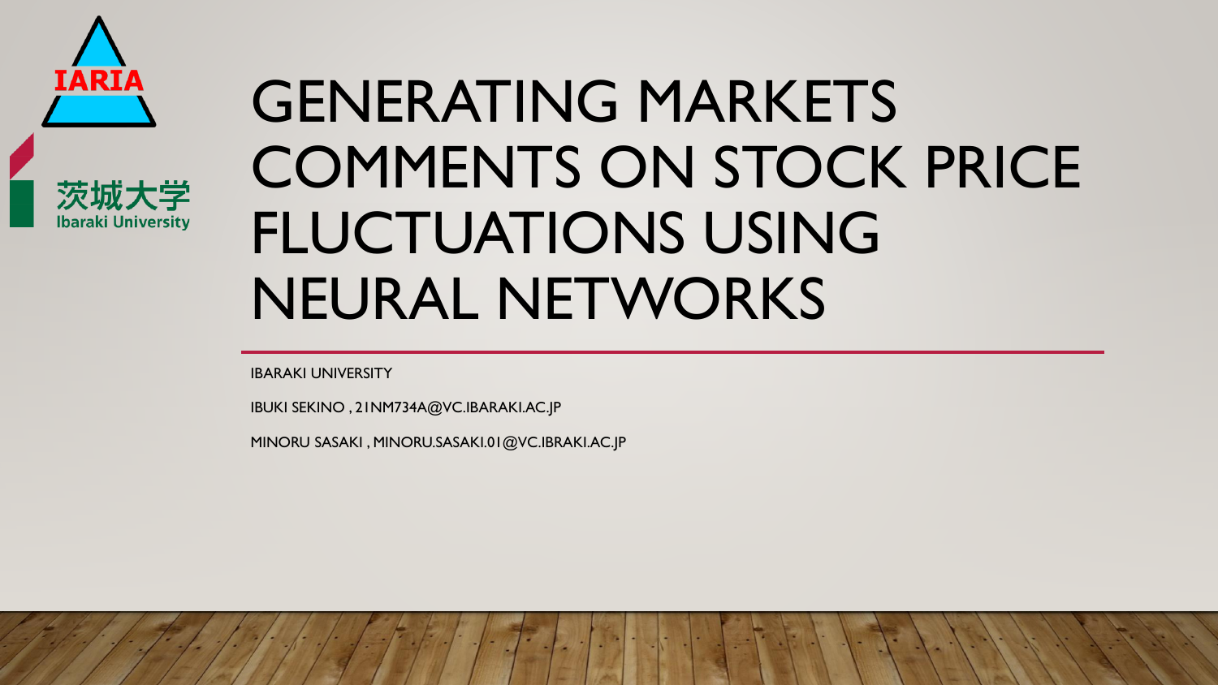# GENERATING MARKETS COMMENTS ON STOCK PRICE FLUCTUATIONS USING NEURAL NETWORKS

IBARAKI UNIVERSITY

IBUKI SEKINO , 21NM734A@VC.IBARAKI.AC.JP

MINORU SASAKI , MINORU.SASAKI.01@VC.IBRAKI.AC.JP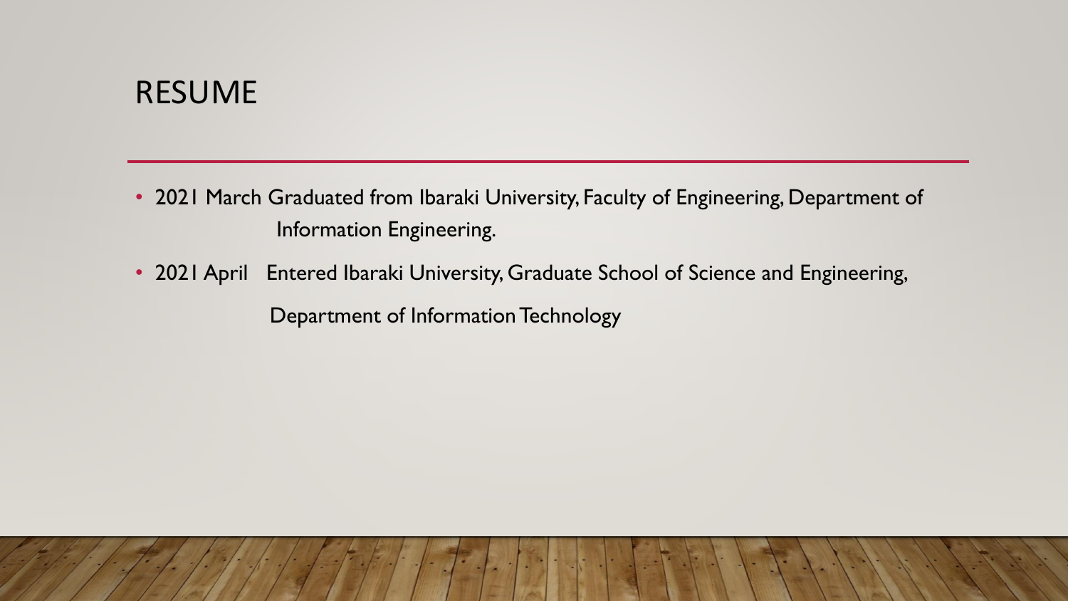# RESUME

- 2021 March Graduated from Ibaraki University, Faculty of Engineering, Department of Information Engineering.
- 2021 April Entered Ibaraki University, Graduate School of Science and Engineering, Department of Information Technology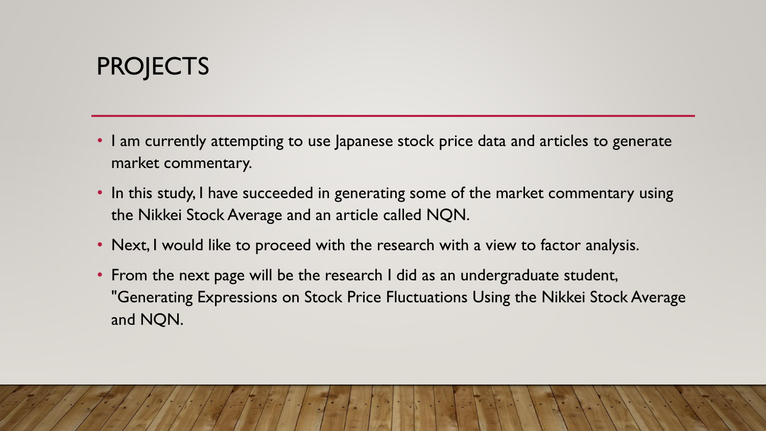# PROJECTS

- I am currently attempting to use Japanese stock price data and articles to generate market commentary.
- In this study, I have succeeded in generating some of the market commentary using the Nikkei Stock Average and an article called NQN.
- Next, I would like to proceed with the research with a view to factor analysis.
- From the next page will be the research I did as an undergraduate student, "Generating Expressions on Stock Price Fluctuations Using the Nikkei Stock Average and NQN.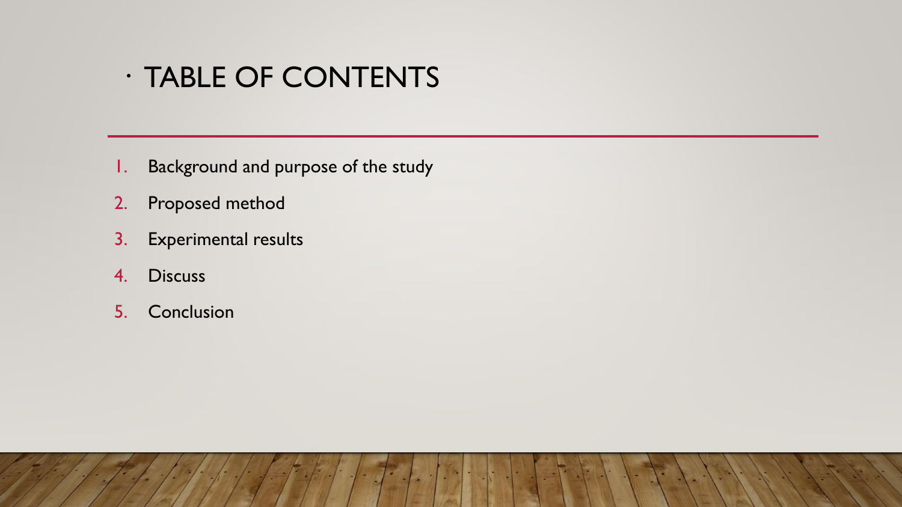# TABLE OF CONTENTS

1. Background and purpose of the study
2. Proposed method
3. Experimental results
4. Discuss
5. Conclusion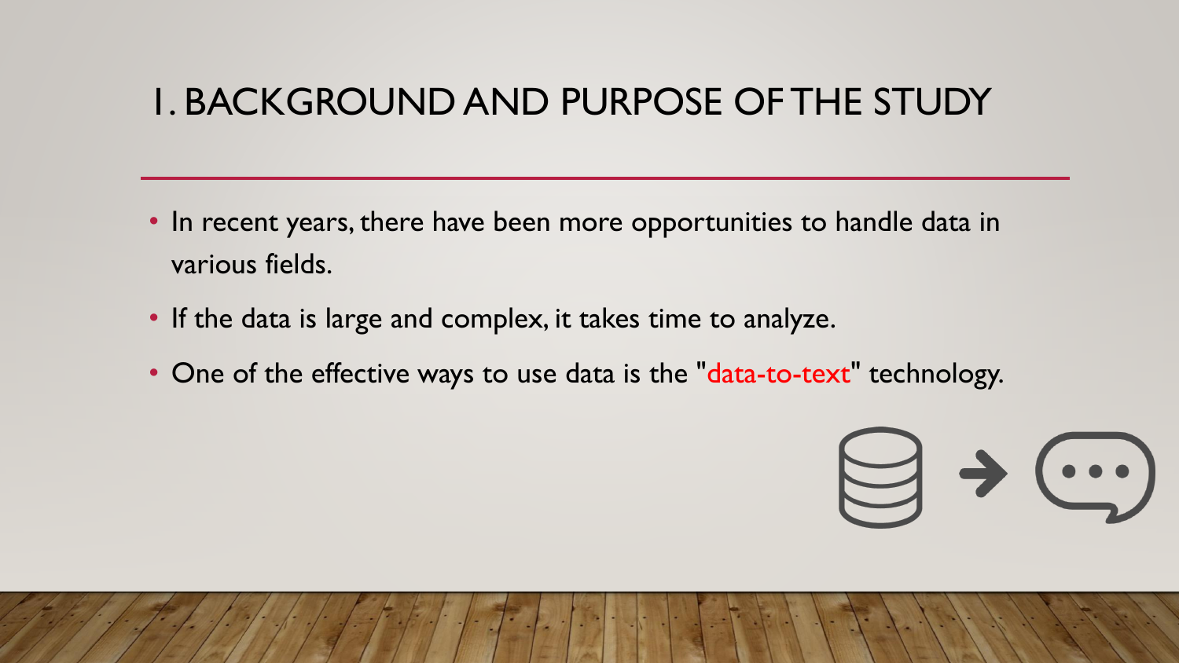# 1. BACKGROUND AND PURPOSE OF THE STUDY

- In recent years, there have been more opportunities to handle data in various fields.
- If the data is large and complex, it takes time to analyze.
- One of the effective ways to use data is the "data-to-text" technology.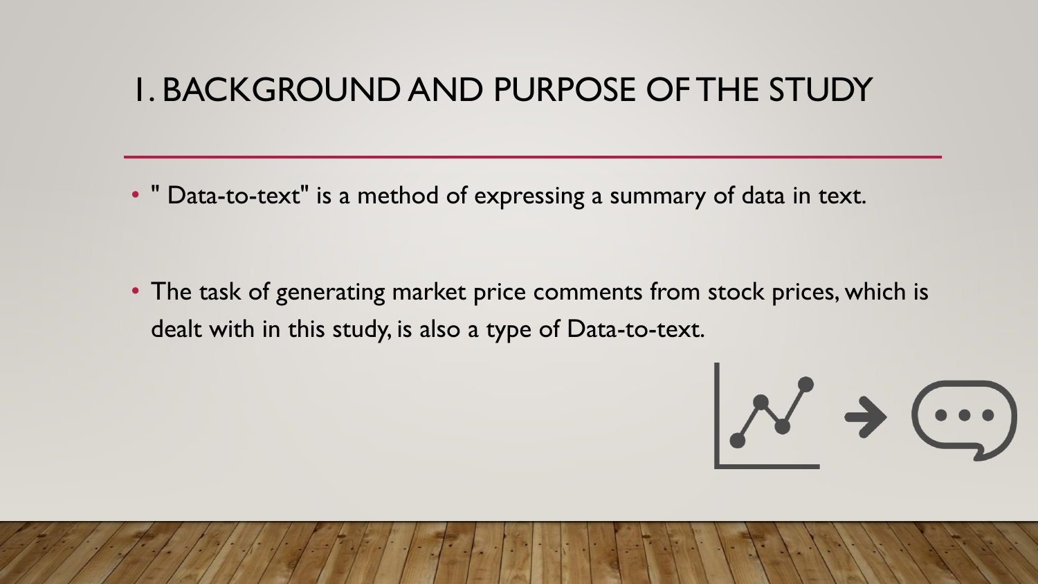# 1. BACKGROUND AND PURPOSE OF THE STUDY

- " Data-to-text" is a method of expressing a summary of data in text.

- The task of generating market price comments from stock prices, which is dealt with in this study, is also a type of Data-to-text.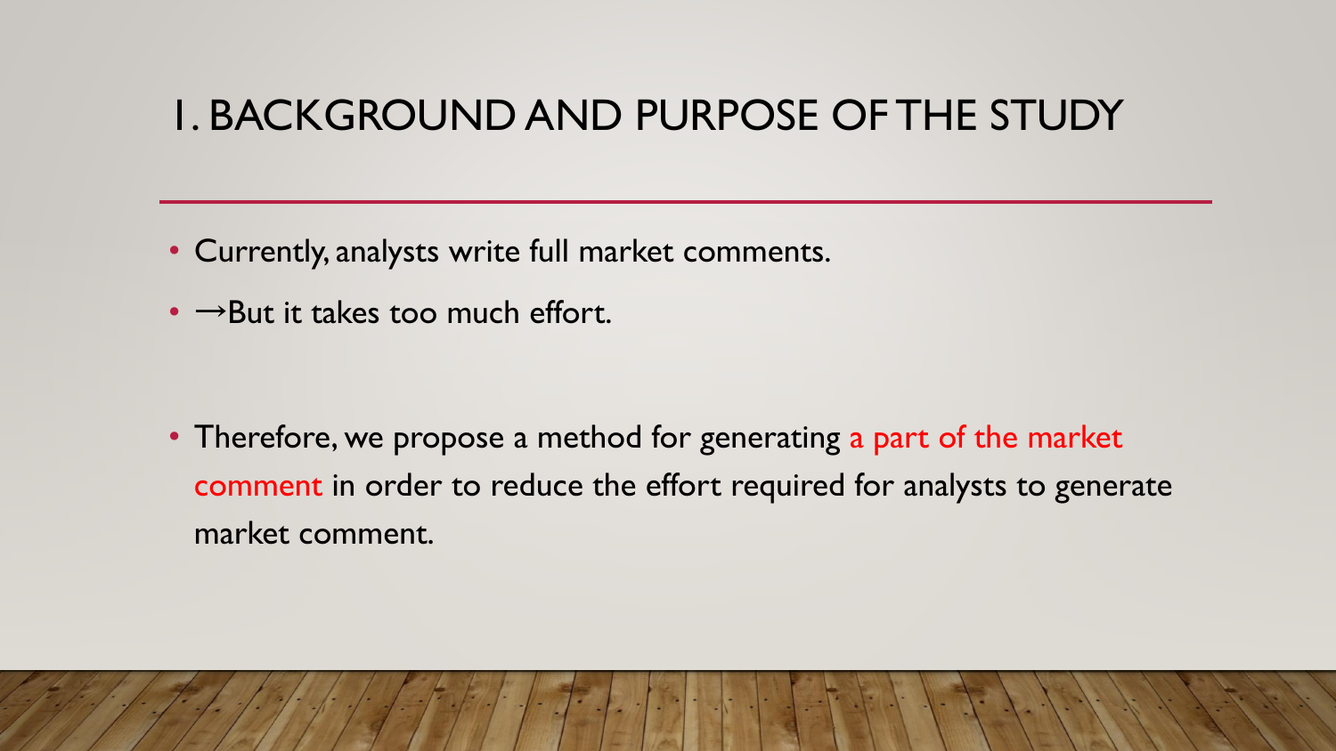# 1. BACKGROUND AND PURPOSE OF THE STUDY

- Currently, analysts write full market comments.
- →But it takes too much effort.

- Therefore, we propose a method for generating a part of the market comment in order to reduce the effort required for analysts to generate market comment.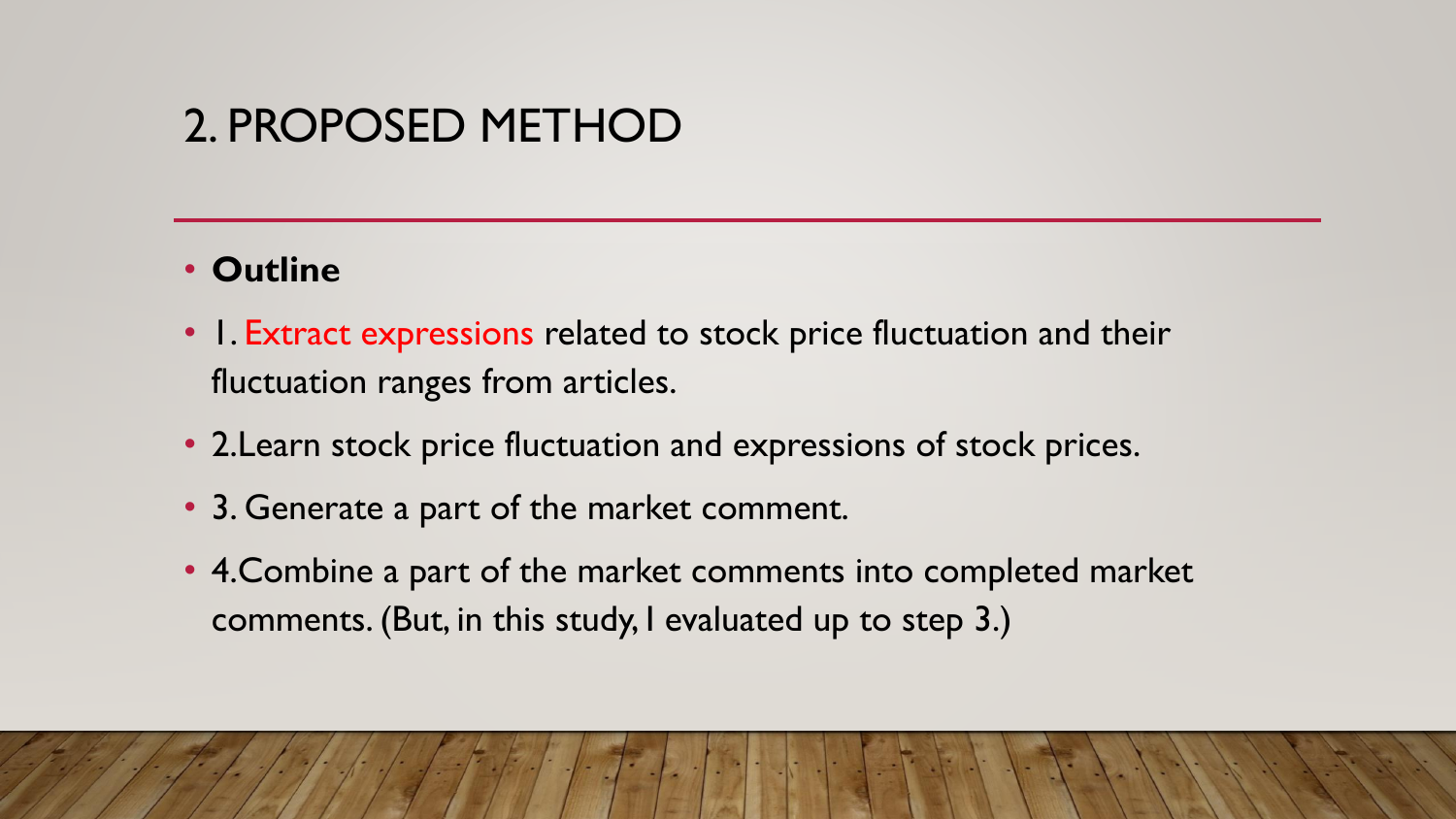# 2. PROPOSED METHOD

- **Outline**
- 1. Extract expressions related to stock price fluctuation and their fluctuation ranges from articles.
- 2.Learn stock price fluctuation and expressions of stock prices.
- 3. Generate a part of the market comment.
- 4.Combine a part of the market comments into completed market comments. (But, in this study, I evaluated up to step 3.)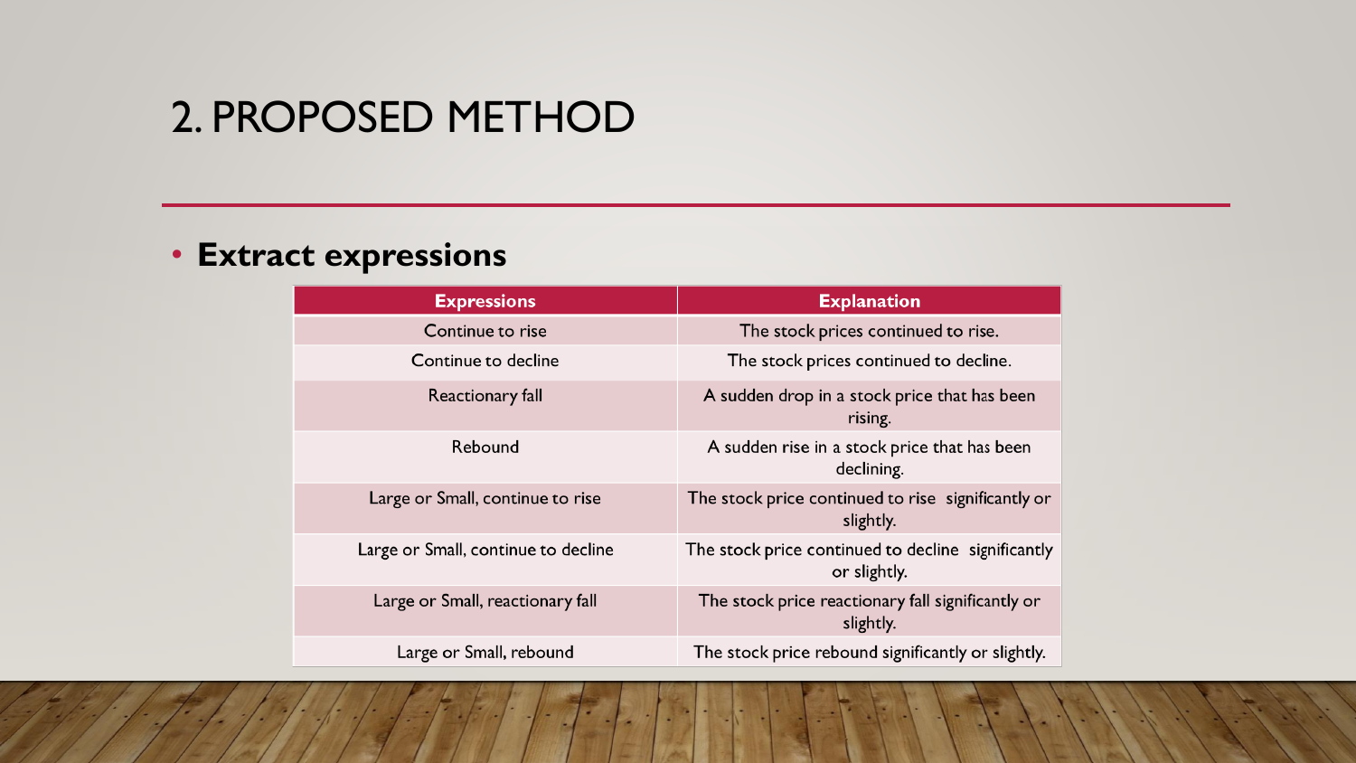# 2. PROPOSED METHOD

- **Extract expressions**

| Expressions | Explanation |
|---|---|
| Continue to rise | The stock prices continued to rise. |
| Continue to decline | The stock prices continued to decline. |
| Reactionary fall | A sudden drop in a stock price that has been rising. |
| Rebound | A sudden rise in a stock price that has been declining. |
| Large or Small, continue to rise | The stock price continued to rise significantly or slightly. |
| Large or Small, continue to decline | The stock price continued to decline significantly or slightly. |
| Large or Small, reactionary fall | The stock price reactionary fall significantly or slightly. |
| Large or Small, rebound | The stock price rebound significantly or slightly. |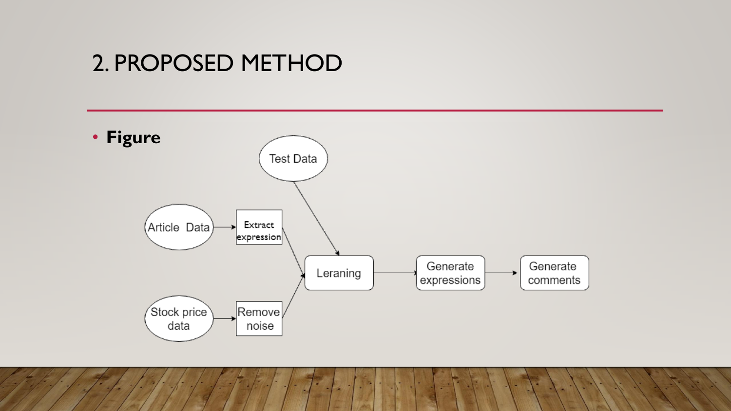# 2. PROPOSED METHOD

- **Figure**

Test Data

Article Data

Extract expression

Stock price data

Remove noise

Leraning

Generate expressions

Generate comments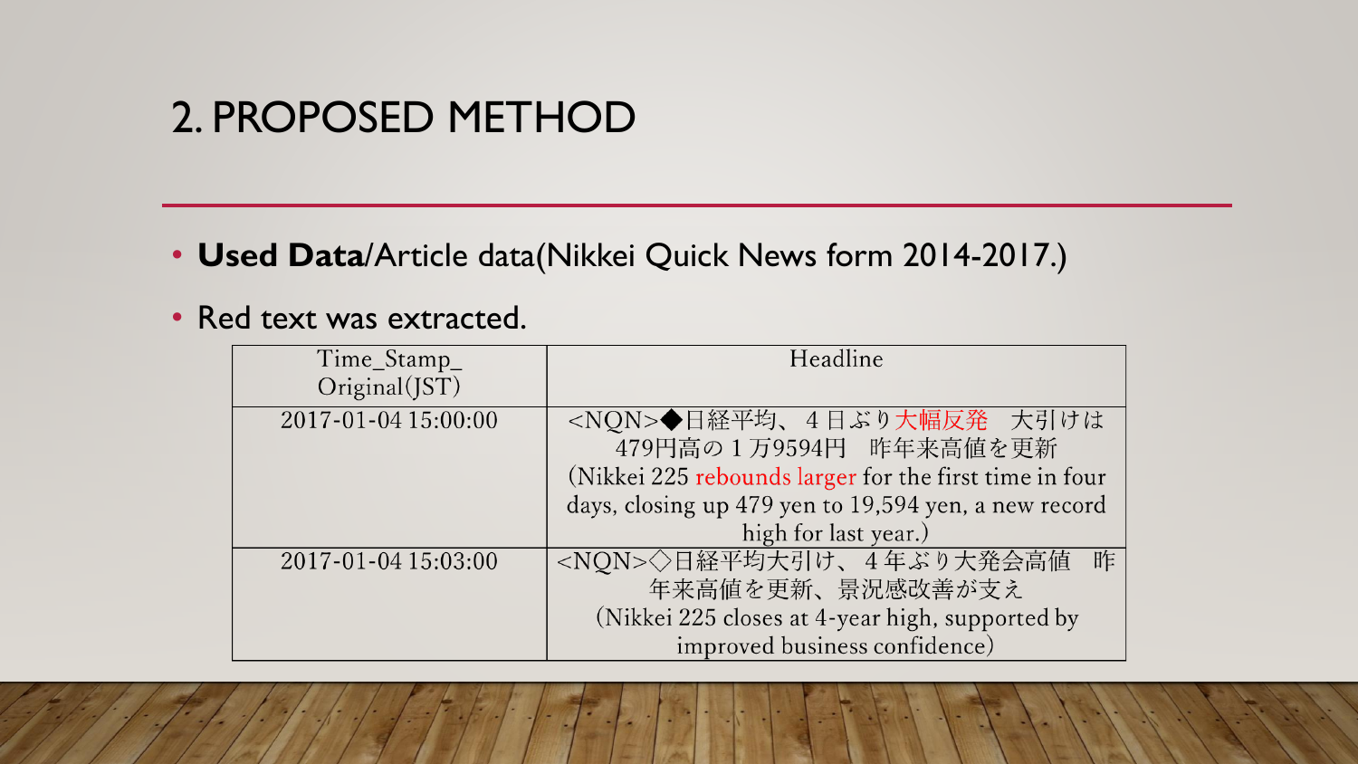# 2. PROPOSED METHOD

- **Used Data**/Article data(Nikkei Quick News form 2014-2017.)
- Red text was extracted.

| Time_Stamp_ Original(JST) | Headline |
|---|---|
| 2017-01-04 15:00:00 | <NQN>◆日経平均、４日ぶり大幅反発　大引けは479円高の１万9594円　昨年来高値を更新 (Nikkei 225 rebounds larger for the first time in four days, closing up 479 yen to 19,594 yen, a new record high for last year.) |
| 2017-01-04 15:03:00 | <NQN>◇日経平均大引け、４年ぶり大発会高値　昨年来高値を更新、景況感改善が支え (Nikkei 225 closes at 4-year high, supported by improved business confidence) |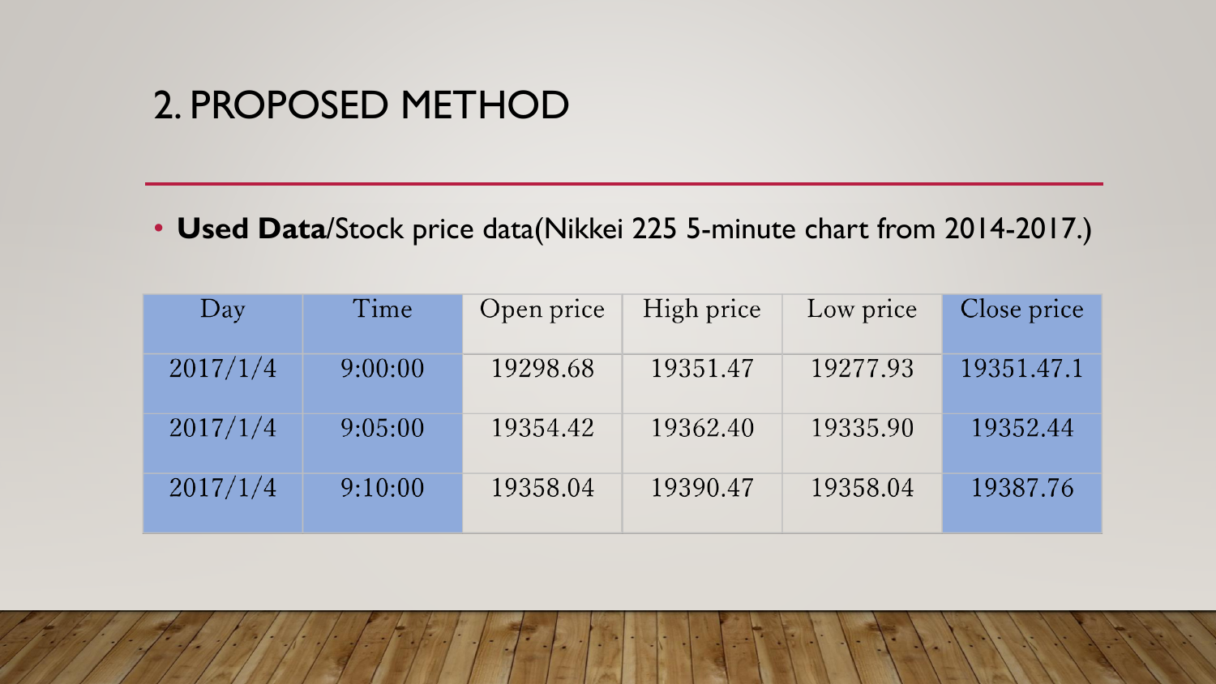## 2. PROPOSED METHOD

- **Used Data**/Stock price data(Nikkei 225 5-minute chart from 2014-2017.)

| Day | Time | Open price | High price | Low price | Close price |
|---|---|---|---|---|---|
| 2017/1/4 | 9:00:00 | 19298.68 | 19351.47 | 19277.93 | 19351.47.1 |
| 2017/1/4 | 9:05:00 | 19354.42 | 19362.40 | 19335.90 | 19352.44 |
| 2017/1/4 | 9:10:00 | 19358.04 | 19390.47 | 19358.04 | 19387.76 |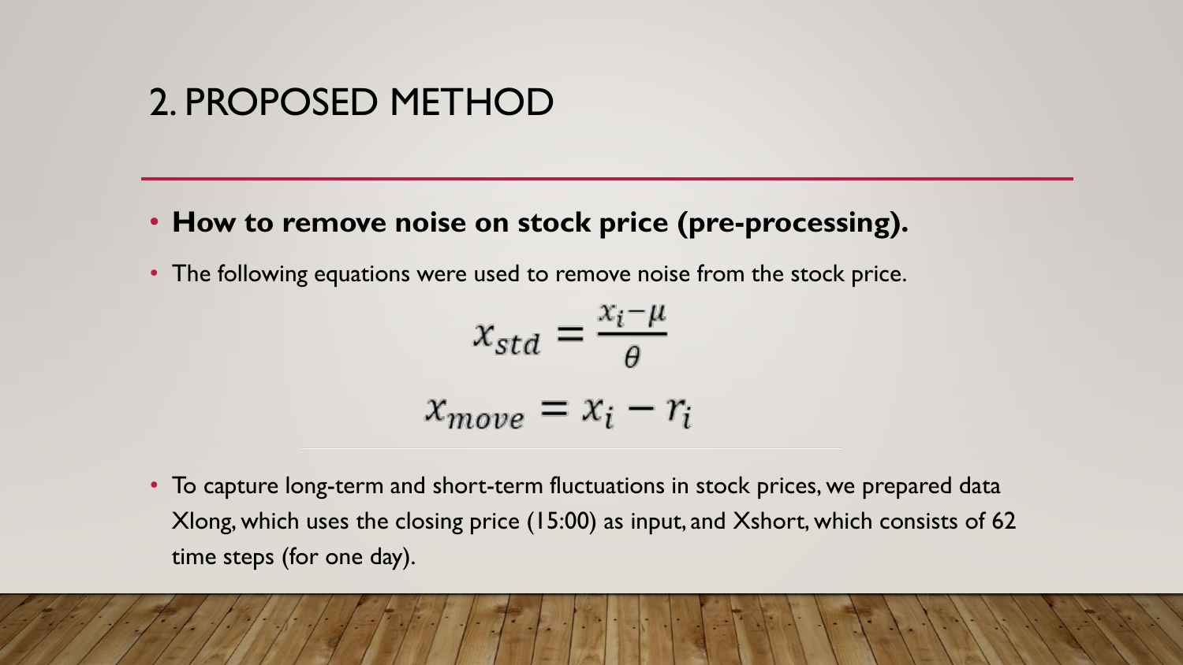# 2. PROPOSED METHOD

- **How to remove noise on stock price (pre-processing).**
- The following equations were used to remove noise from the stock price.

$$x_{std} = \frac{x_i - \mu}{\theta}$$

$$x_{move} = x_i - r_i$$

- To capture long-term and short-term fluctuations in stock prices, we prepared data Xlong, which uses the closing price (15:00) as input, and Xshort, which consists of 62 time steps (for one day).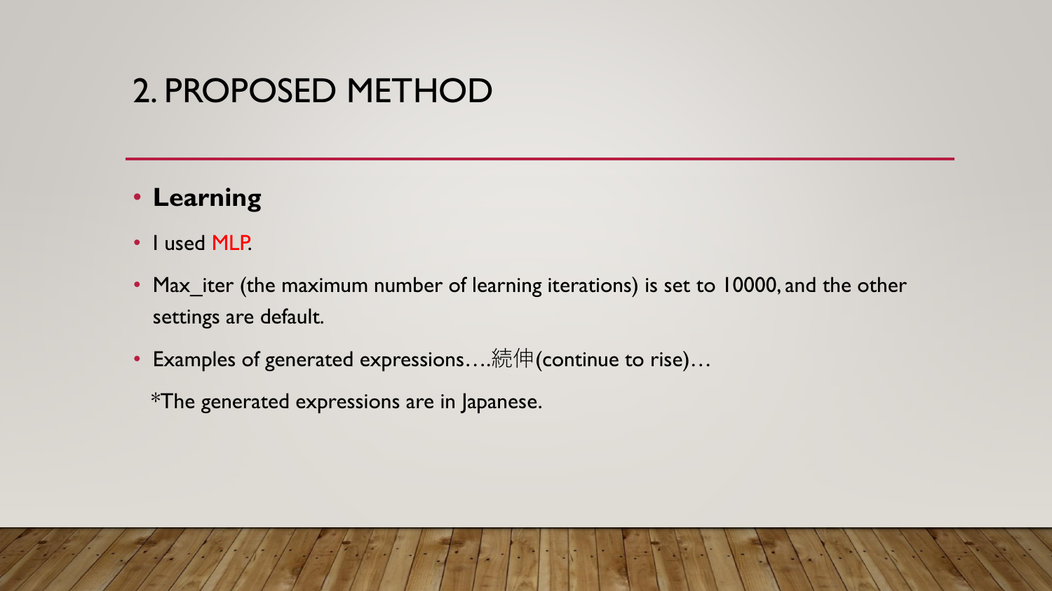# 2. PROPOSED METHOD

- **Learning**
- I used MLP.
- Max_iter (the maximum number of learning iterations) is set to 10000, and the other settings are default.
- Examples of generated expressions….続伸(continue to rise)…

  *The generated expressions are in Japanese.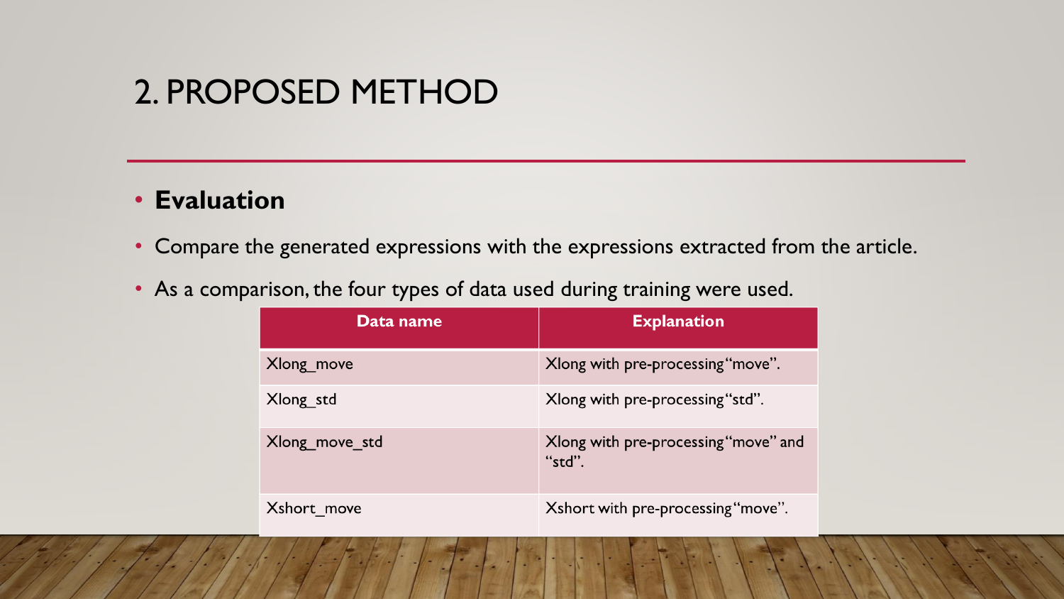# 2. PROPOSED METHOD

- **Evaluation**
- Compare the generated expressions with the expressions extracted from the article.
- As a comparison, the four types of data used during training were used.

| Data name | Explanation |
|---|---|
| Xlong_move | Xlong with pre-processing "move". |
| Xlong_std | Xlong with pre-processing "std". |
| Xlong_move_std | Xlong with pre-processing "move" and "std". |
| Xshort_move | Xshort with pre-processing "move". |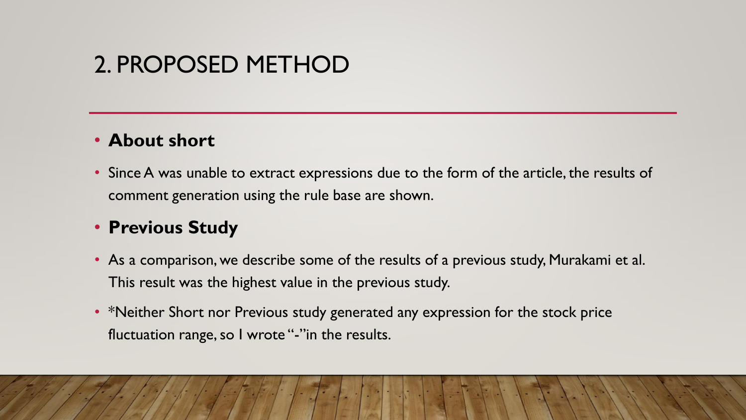# 2. PROPOSED METHOD

- **About short**
- Since A was unable to extract expressions due to the form of the article, the results of comment generation using the rule base are shown.
- **Previous Study**
- As a comparison, we describe some of the results of a previous study, Murakami et al. This result was the highest value in the previous study.
- *Neither Short nor Previous study generated any expression for the stock price fluctuation range, so I wrote "-"in the results.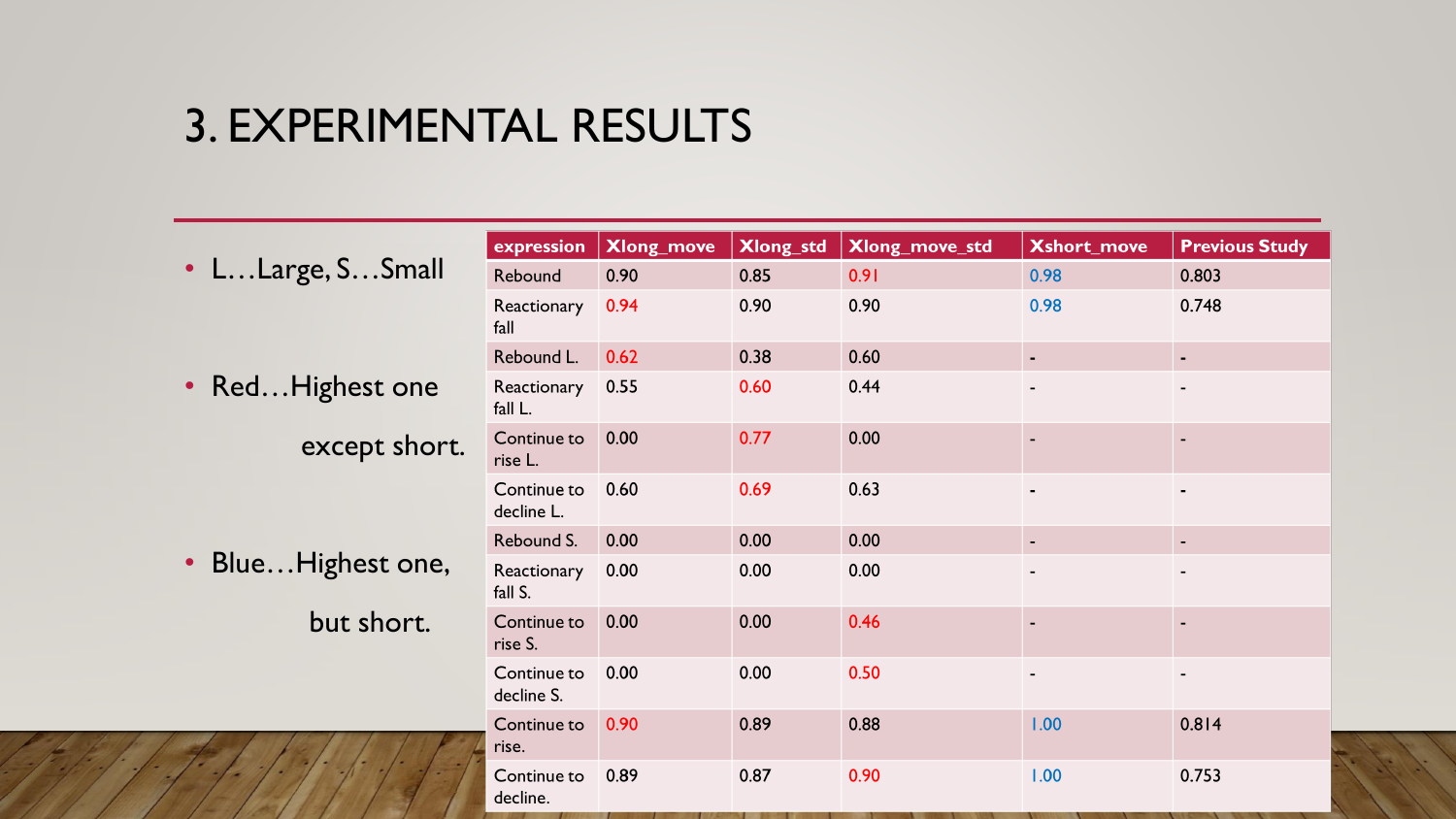# 3. EXPERIMENTAL RESULTS

- L…Large, S…Small
- Red…Highest one except short.
- Blue…Highest one, but short.

| expression | Xlong_move | Xlong_std | Xlong_move_std | Xshort_move | Previous Study |
|---|---|---|---|---|---|
| Rebound | 0.90 | 0.85 | 0.91 | 0.98 | 0.803 |
| Reactionary fall | 0.94 | 0.90 | 0.90 | 0.98 | 0.748 |
| Rebound L. | 0.62 | 0.38 | 0.60 | - | - |
| Reactionary fall L. | 0.55 | 0.60 | 0.44 | - | - |
| Continue to rise L. | 0.00 | 0.77 | 0.00 | - | - |
| Continue to decline L. | 0.60 | 0.69 | 0.63 | - | - |
| Rebound S. | 0.00 | 0.00 | 0.00 | - | - |
| Reactionary fall S. | 0.00 | 0.00 | 0.00 | - | - |
| Continue to rise S. | 0.00 | 0.00 | 0.46 | - | - |
| Continue to decline S. | 0.00 | 0.00 | 0.50 | - | - |
| Continue to rise. | 0.90 | 0.89 | 0.88 | 1.00 | 0.814 |
| Continue to decline. | 0.89 | 0.87 | 0.90 | 1.00 | 0.753 |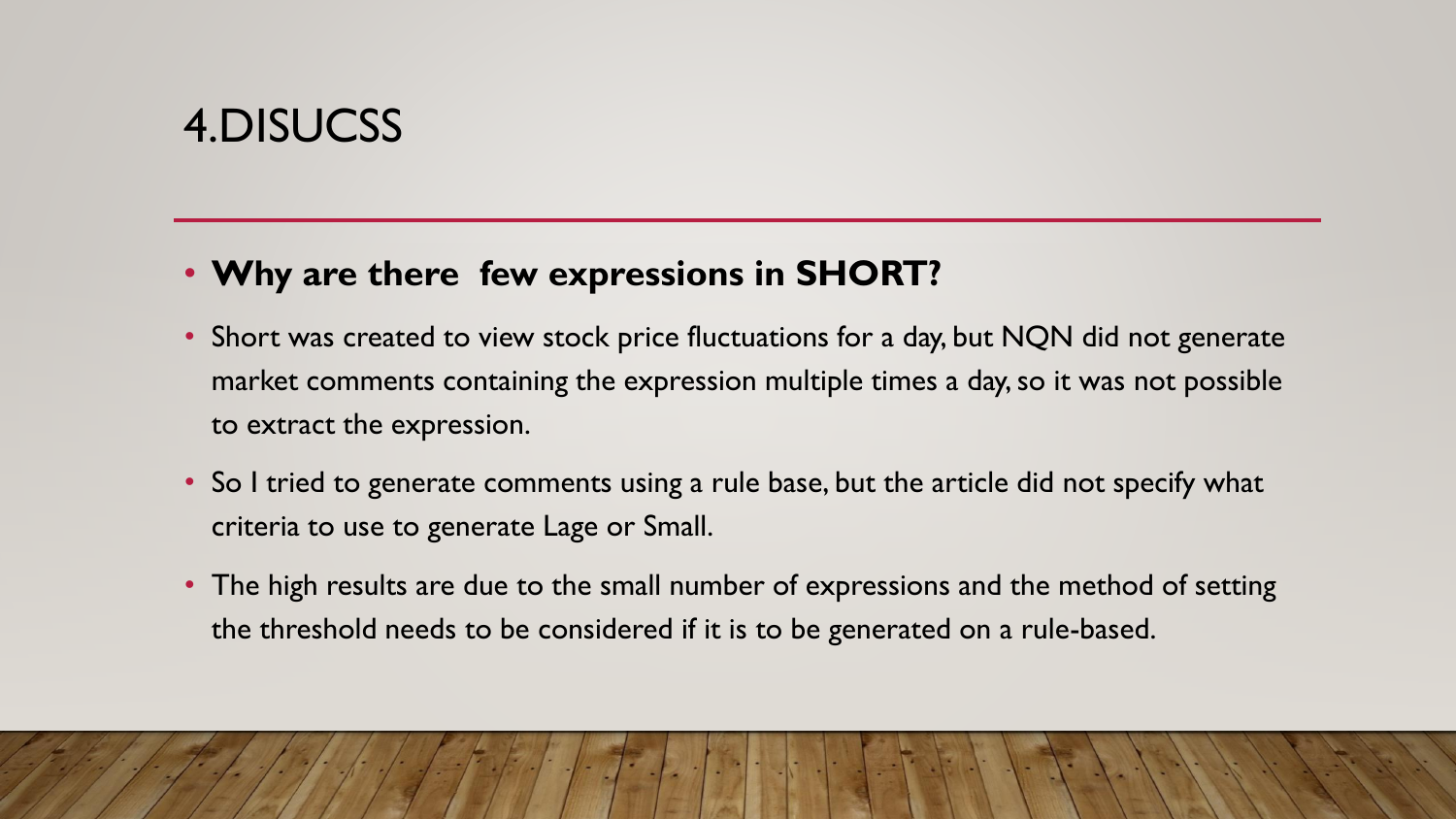# 4.DISUCSS

- **Why are there  few expressions in SHORT?**
- Short was created to view stock price fluctuations for a day, but NQN did not generate market comments containing the expression multiple times a day, so it was not possible to extract the expression.
- So I tried to generate comments using a rule base, but the article did not specify what criteria to use to generate Lage or Small.
- The high results are due to the small number of expressions and the method of setting the threshold needs to be considered if it is to be generated on a rule-based.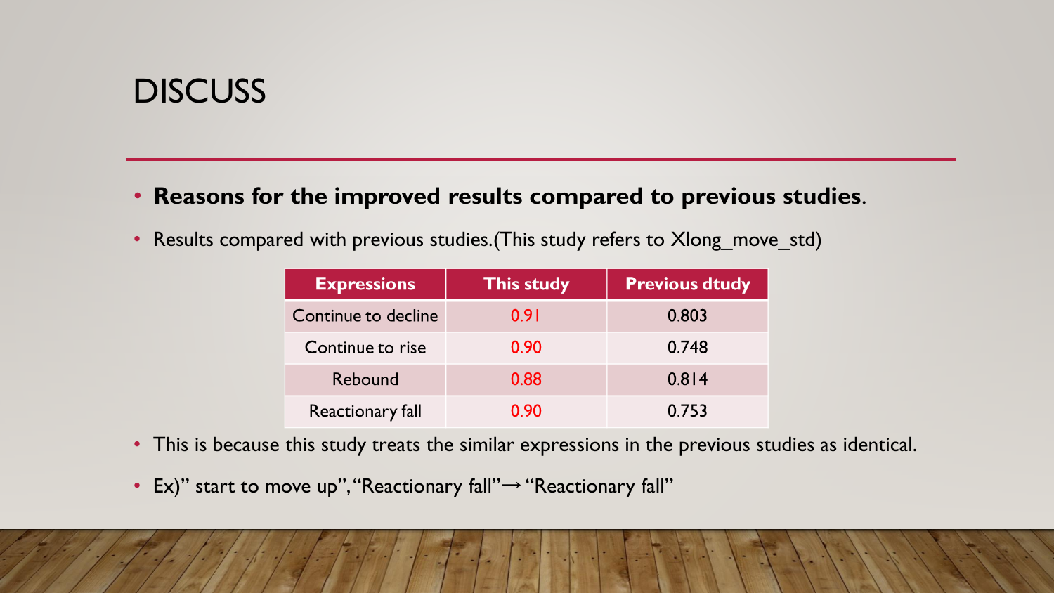# DISCUSS

- **Reasons for the improved results compared to previous studies**.
- Results compared with previous studies.(This study refers to Xlong_move_std)

| Expressions | This study | Previous dtudy |
|---|---|---|
| Continue to decline | 0.91 | 0.803 |
| Continue to rise | 0.90 | 0.748 |
| Rebound | 0.88 | 0.814 |
| Reactionary fall | 0.90 | 0.753 |

- This is because this study treats the similar expressions in the previous studies as identical.
- Ex)" start to move up", "Reactionary fall"→ "Reactionary fall"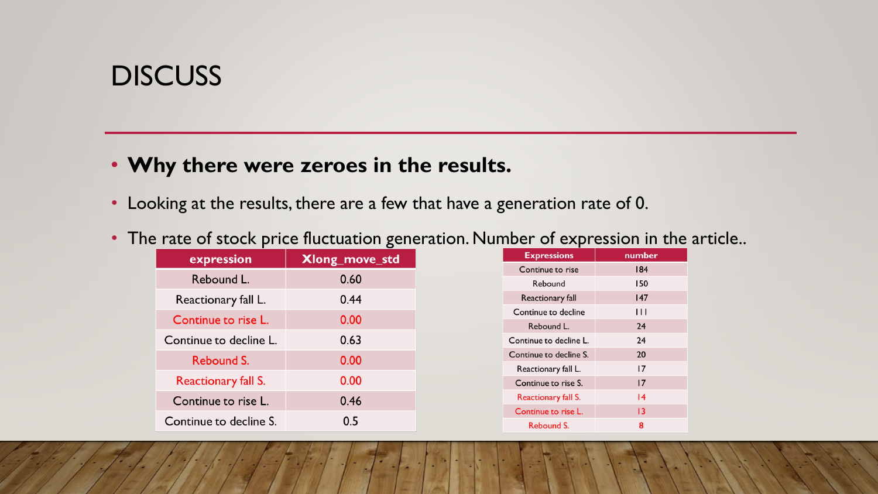# DISCUSS

- **Why there were zeroes in the results.**
- Looking at the results, there are a few that have a generation rate of 0.
- The rate of stock price fluctuation generation. Number of expression in the article..

| expression | Xlong_move_std |
|---|---|
| Rebound L. | 0.60 |
| Reactionary fall L. | 0.44 |
| Continue to rise L. | 0.00 |
| Continue to decline L. | 0.63 |
| Rebound S. | 0.00 |
| Reactionary fall S. | 0.00 |
| Continue to rise L. | 0.46 |
| Continue to decline S. | 0.5 |

| Expressions | number |
|---|---|
| Continue to rise | 184 |
| Rebound | 150 |
| Reactionary fall | 147 |
| Continue to decline | 111 |
| Rebound L. | 24 |
| Continue to decline L. | 24 |
| Continue to decline S. | 20 |
| Reactionary fall L. | 17 |
| Continue to rise S. | 17 |
| Reactionary fall S. | 14 |
| Continue to rise L. | 13 |
| Rebound S. | 8 |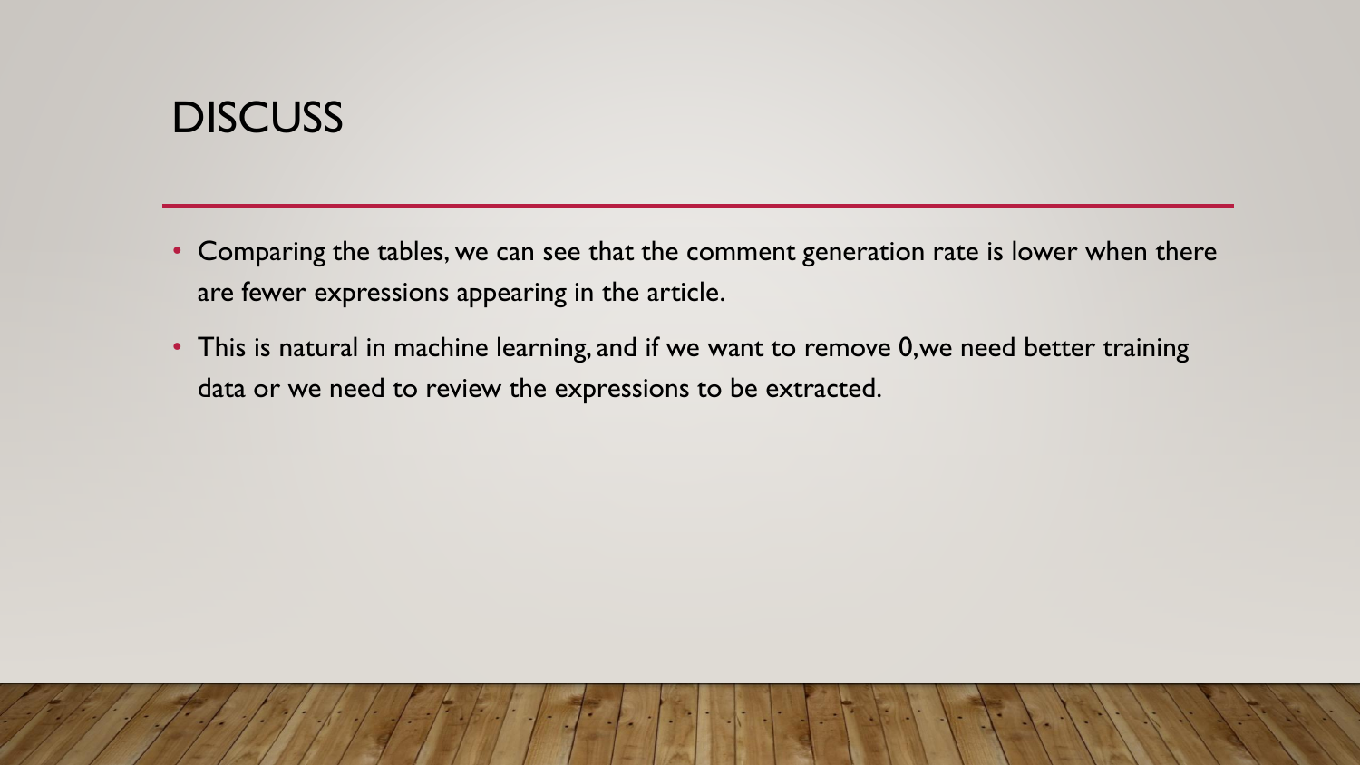# DISCUSS

- Comparing the tables, we can see that the comment generation rate is lower when there are fewer expressions appearing in the article.
- This is natural in machine learning, and if we want to remove 0,we need better training data or we need to review the expressions to be extracted.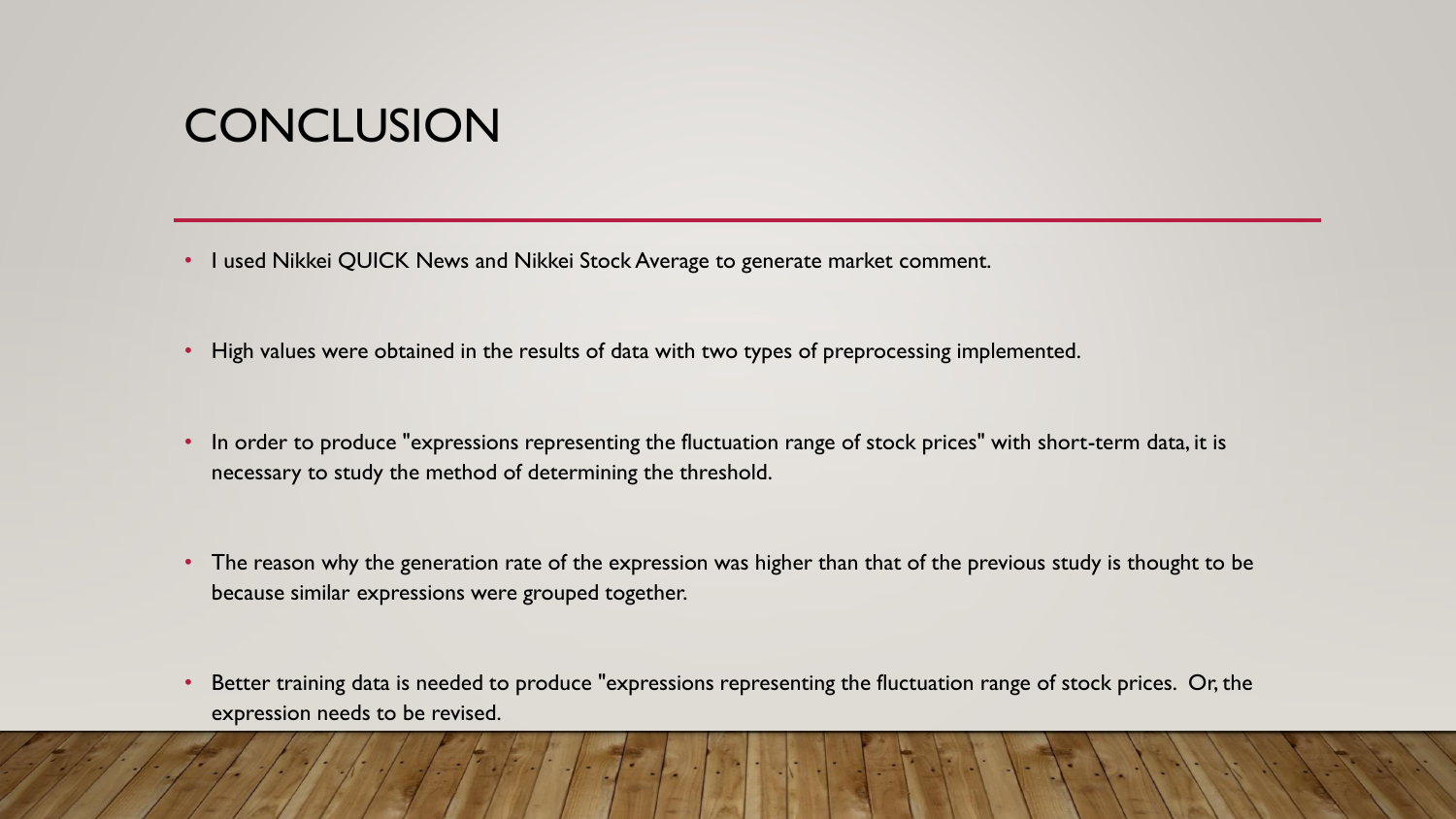# CONCLUSION

- I used Nikkei QUICK News and Nikkei Stock Average to generate market comment.
- High values were obtained in the results of data with two types of preprocessing implemented.
- In order to produce "expressions representing the fluctuation range of stock prices" with short-term data, it is necessary to study the method of determining the threshold.
- The reason why the generation rate of the expression was higher than that of the previous study is thought to be because similar expressions were grouped together.
- Better training data is needed to produce "expressions representing the fluctuation range of stock prices. Or, the expression needs to be revised.